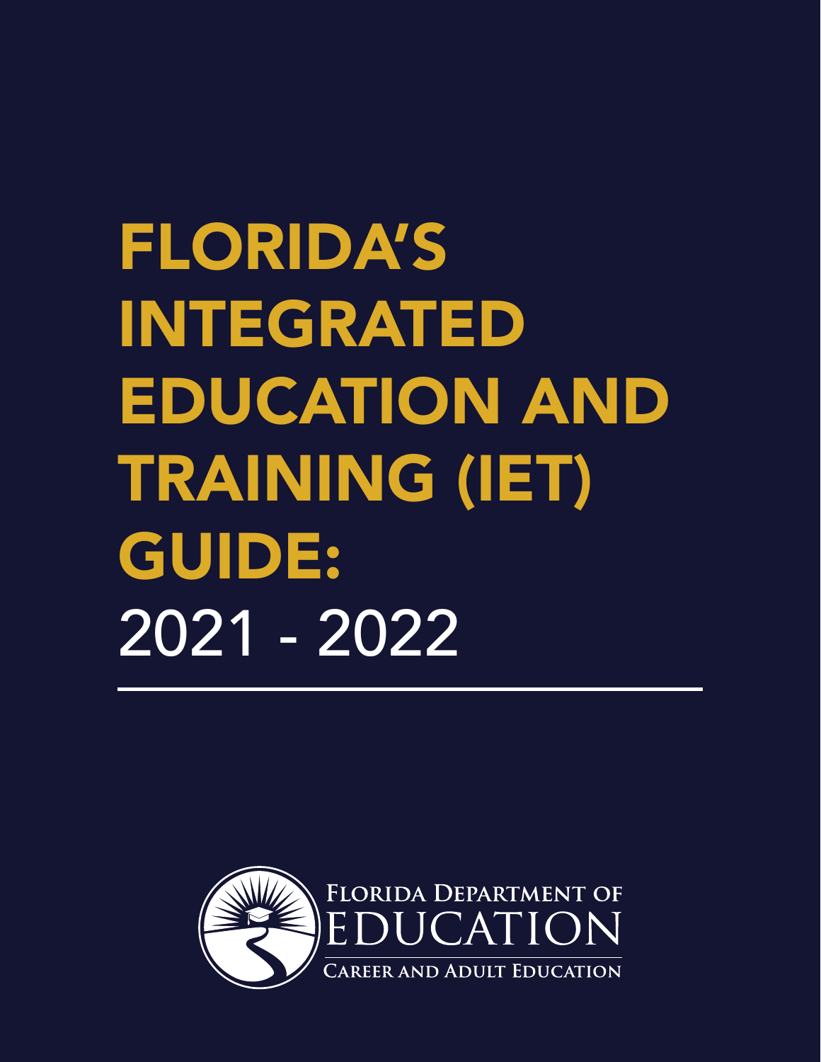# FLORIDA'S INTEGRATED EDUCATION AND TRAINING (IET) GUIDE:

2021 - 2022

FLORIDA DEPARTMENT OF EDUCATION

CAREER AND ADULT EDUCATION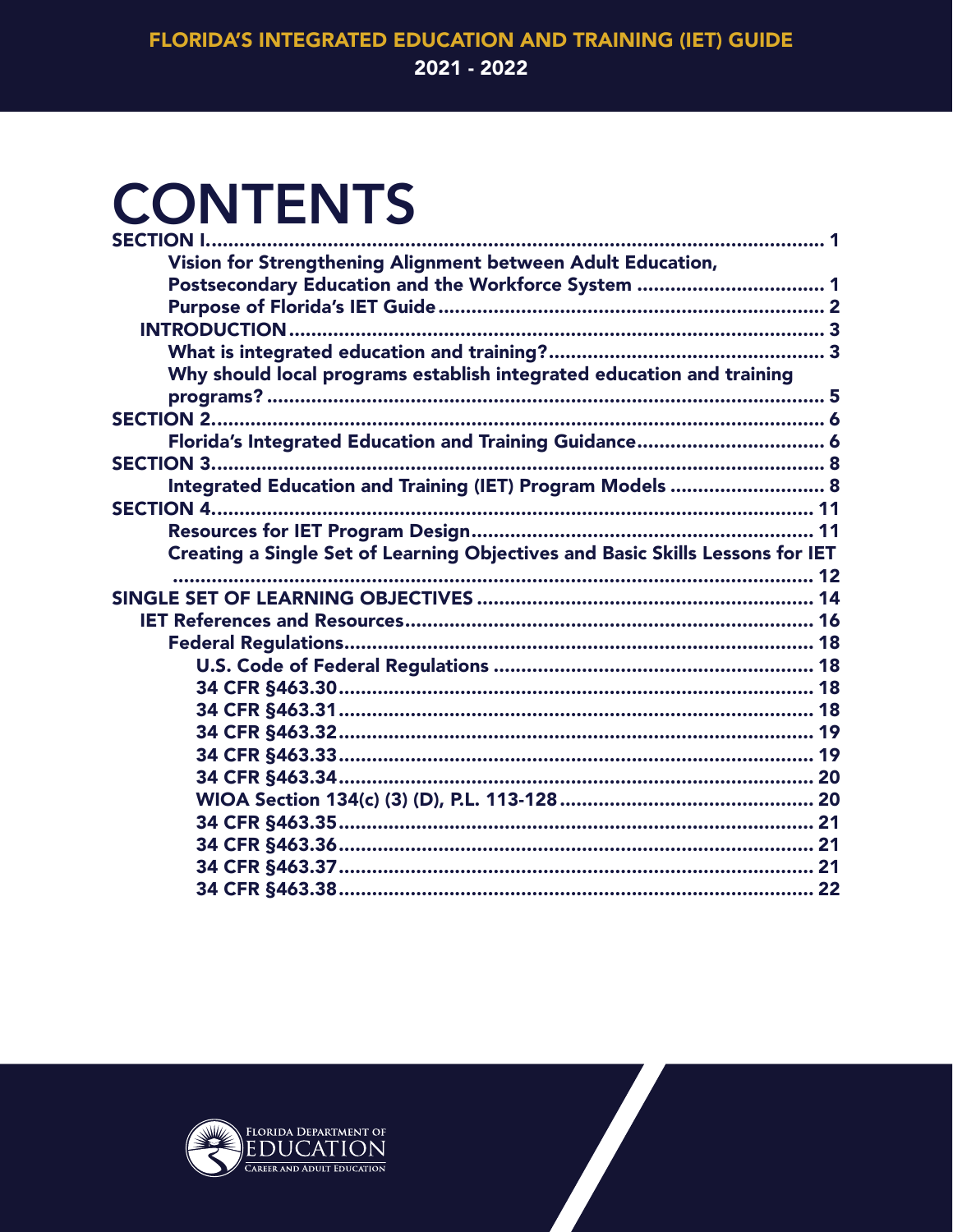# CONTENTS

- SECTION I ..... 1
  - Vision for Strengthening Alignment between Adult Education, Postsecondary Education and the Workforce System ..... 1
  - Purpose of Florida's IET Guide ..... 2
  - INTRODUCTION ..... 3
    - What is integrated education and training? ..... 3
    - Why should local programs establish integrated education and training programs? ..... 5
- SECTION 2 ..... 6
  - Florida's Integrated Education and Training Guidance ..... 6
- SECTION 3 ..... 8
  - Integrated Education and Training (IET) Program Models ..... 8
- SECTION 4 ..... 11
  - Resources for IET Program Design ..... 11
  - Creating a Single Set of Learning Objectives and Basic Skills Lessons for IET ..... 12
- SINGLE SET OF LEARNING OBJECTIVES ..... 14
  - IET References and Resources ..... 16
    - Federal Regulations ..... 18
      - U.S. Code of Federal Regulations ..... 18
      - 34 CFR §463.30 ..... 18
      - 34 CFR §463.31 ..... 18
      - 34 CFR §463.32 ..... 19
      - 34 CFR §463.33 ..... 19
      - 34 CFR §463.34 ..... 20
      - WIOA Section 134(c) (3) (D), P.L. 113-128 ..... 20
      - 34 CFR §463.35 ..... 21
      - 34 CFR §463.36 ..... 21
      - 34 CFR §463.37 ..... 21
      - 34 CFR §463.38 ..... 22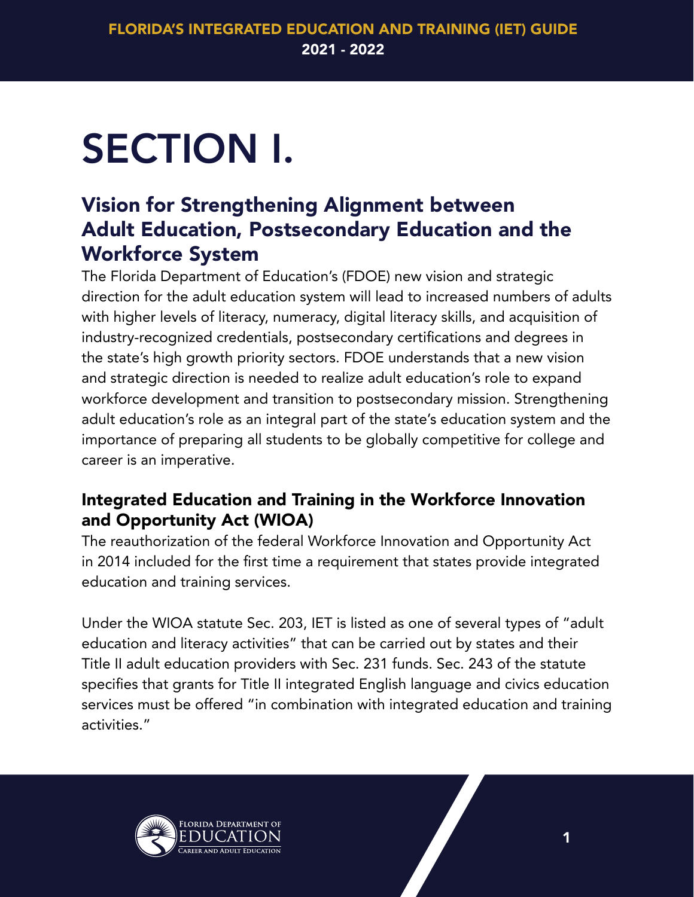# SECTION I.

## Vision for Strengthening Alignment between Adult Education, Postsecondary Education and the Workforce System

The Florida Department of Education's (FDOE) new vision and strategic direction for the adult education system will lead to increased numbers of adults with higher levels of literacy, numeracy, digital literacy skills, and acquisition of industry-recognized credentials, postsecondary certifications and degrees in the state's high growth priority sectors. FDOE understands that a new vision and strategic direction is needed to realize adult education's role to expand workforce development and transition to postsecondary mission. Strengthening adult education's role as an integral part of the state's education system and the importance of preparing all students to be globally competitive for college and career is an imperative.

### Integrated Education and Training in the Workforce Innovation and Opportunity Act (WIOA)

The reauthorization of the federal Workforce Innovation and Opportunity Act in 2014 included for the first time a requirement that states provide integrated education and training services.

Under the WIOA statute Sec. 203, IET is listed as one of several types of "adult education and literacy activities" that can be carried out by states and their Title II adult education providers with Sec. 231 funds. Sec. 243 of the statute specifies that grants for Title II integrated English language and civics education services must be offered "in combination with integrated education and training activities."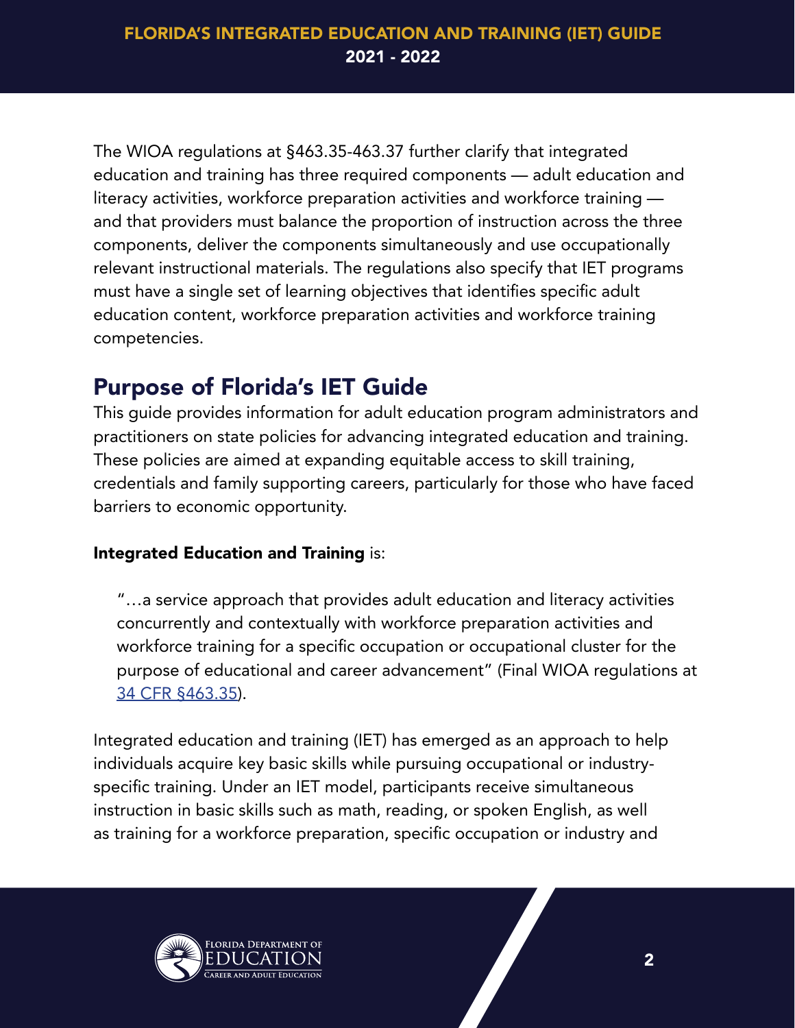The WIOA regulations at §463.35-463.37 further clarify that integrated education and training has three required components — adult education and literacy activities, workforce preparation activities and workforce training — and that providers must balance the proportion of instruction across the three components, deliver the components simultaneously and use occupationally relevant instructional materials. The regulations also specify that IET programs must have a single set of learning objectives that identifies specific adult education content, workforce preparation activities and workforce training competencies.

## Purpose of Florida's IET Guide

This guide provides information for adult education program administrators and practitioners on state policies for advancing integrated education and training. These policies are aimed at expanding equitable access to skill training, credentials and family supporting careers, particularly for those who have faced barriers to economic opportunity.

**Integrated Education and Training** is:

> "…a service approach that provides adult education and literacy activities concurrently and contextually with workforce preparation activities and workforce training for a specific occupation or occupational cluster for the purpose of educational and career advancement" (Final WIOA regulations at 34 CFR §463.35).

Integrated education and training (IET) has emerged as an approach to help individuals acquire key basic skills while pursuing occupational or industry-specific training. Under an IET model, participants receive simultaneous instruction in basic skills such as math, reading, or spoken English, as well as training for a workforce preparation, specific occupation or industry and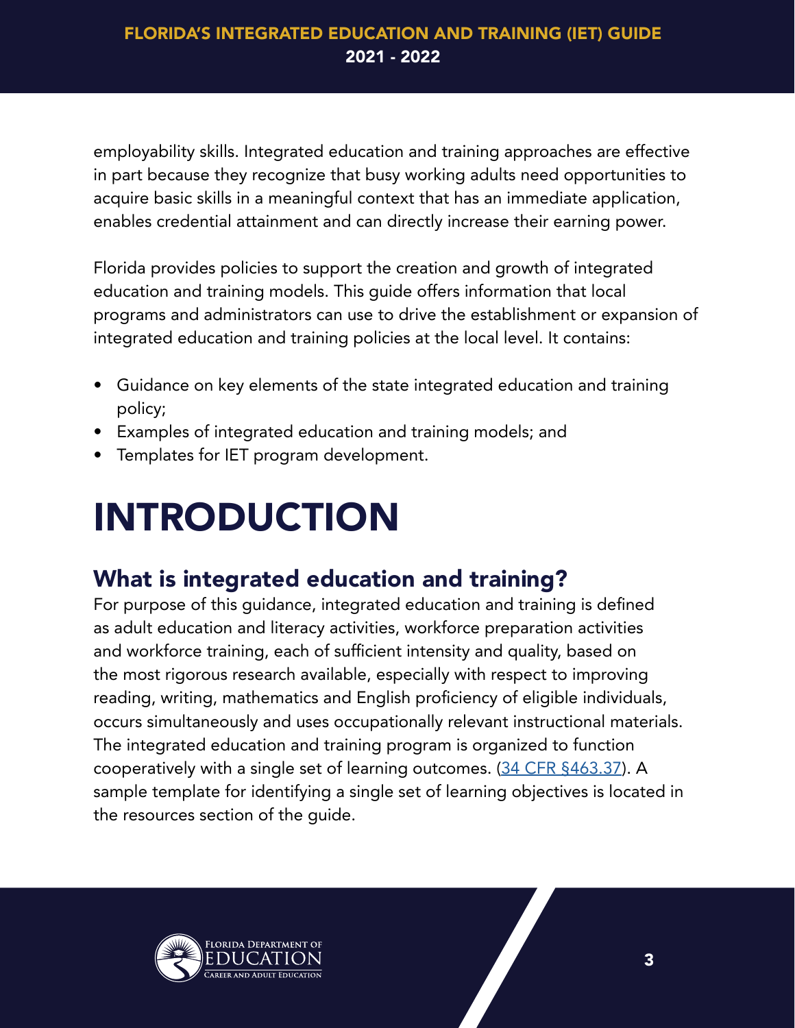employability skills. Integrated education and training approaches are effective in part because they recognize that busy working adults need opportunities to acquire basic skills in a meaningful context that has an immediate application, enables credential attainment and can directly increase their earning power.

Florida provides policies to support the creation and growth of integrated education and training models. This guide offers information that local programs and administrators can use to drive the establishment or expansion of integrated education and training policies at the local level. It contains:

- Guidance on key elements of the state integrated education and training policy;
- Examples of integrated education and training models; and
- Templates for IET program development.

# INTRODUCTION

## What is integrated education and training?

For purpose of this guidance, integrated education and training is defined as adult education and literacy activities, workforce preparation activities and workforce training, each of sufficient intensity and quality, based on the most rigorous research available, especially with respect to improving reading, writing, mathematics and English proficiency of eligible individuals, occurs simultaneously and uses occupationally relevant instructional materials. The integrated education and training program is organized to function cooperatively with a single set of learning outcomes. (34 CFR §463.37). A sample template for identifying a single set of learning objectives is located in the resources section of the guide.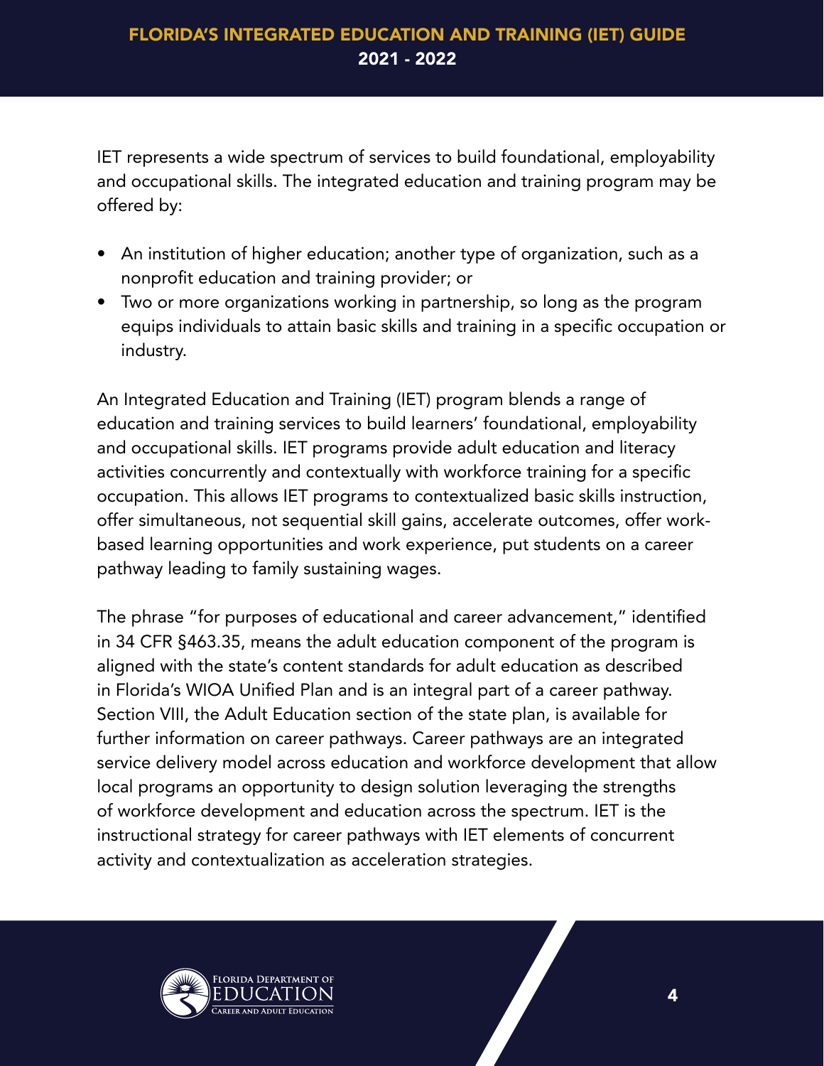IET represents a wide spectrum of services to build foundational, employability and occupational skills. The integrated education and training program may be offered by:

- An institution of higher education; another type of organization, such as a nonprofit education and training provider; or
- Two or more organizations working in partnership, so long as the program equips individuals to attain basic skills and training in a specific occupation or industry.

An Integrated Education and Training (IET) program blends a range of education and training services to build learners' foundational, employability and occupational skills. IET programs provide adult education and literacy activities concurrently and contextually with workforce training for a specific occupation. This allows IET programs to contextualized basic skills instruction, offer simultaneous, not sequential skill gains, accelerate outcomes, offer work-based learning opportunities and work experience, put students on a career pathway leading to family sustaining wages.

The phrase "for purposes of educational and career advancement," identified in 34 CFR §463.35, means the adult education component of the program is aligned with the state's content standards for adult education as described in Florida's WIOA Unified Plan and is an integral part of a career pathway. Section VIII, the Adult Education section of the state plan, is available for further information on career pathways. Career pathways are an integrated service delivery model across education and workforce development that allow local programs an opportunity to design solution leveraging the strengths of workforce development and education across the spectrum. IET is the instructional strategy for career pathways with IET elements of concurrent activity and contextualization as acceleration strategies.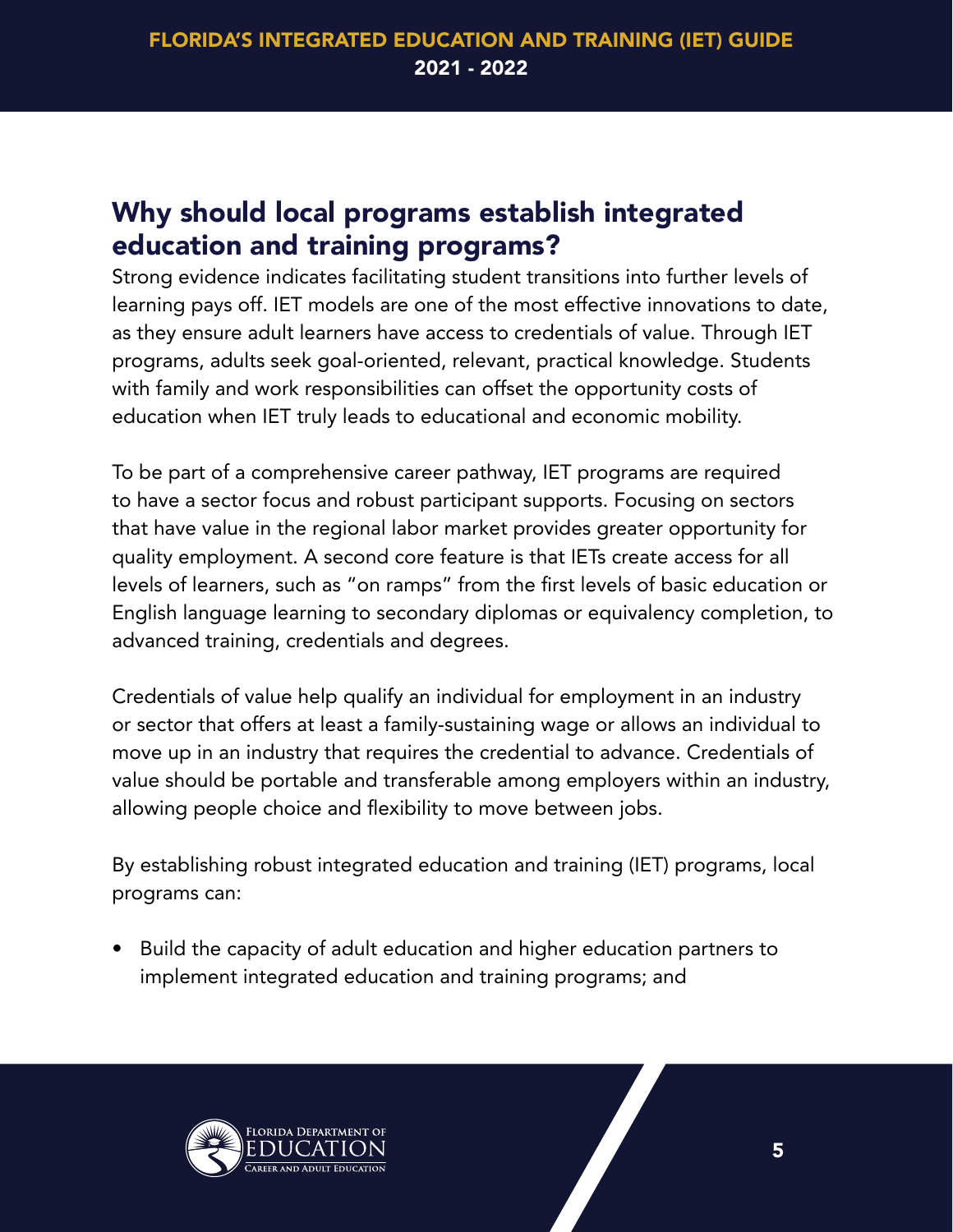## Why should local programs establish integrated education and training programs?

Strong evidence indicates facilitating student transitions into further levels of learning pays off. IET models are one of the most effective innovations to date, as they ensure adult learners have access to credentials of value. Through IET programs, adults seek goal-oriented, relevant, practical knowledge. Students with family and work responsibilities can offset the opportunity costs of education when IET truly leads to educational and economic mobility.

To be part of a comprehensive career pathway, IET programs are required to have a sector focus and robust participant supports. Focusing on sectors that have value in the regional labor market provides greater opportunity for quality employment. A second core feature is that IETs create access for all levels of learners, such as "on ramps" from the first levels of basic education or English language learning to secondary diplomas or equivalency completion, to advanced training, credentials and degrees.

Credentials of value help qualify an individual for employment in an industry or sector that offers at least a family-sustaining wage or allows an individual to move up in an industry that requires the credential to advance. Credentials of value should be portable and transferable among employers within an industry, allowing people choice and flexibility to move between jobs.

By establishing robust integrated education and training (IET) programs, local programs can:

- Build the capacity of adult education and higher education partners to implement integrated education and training programs; and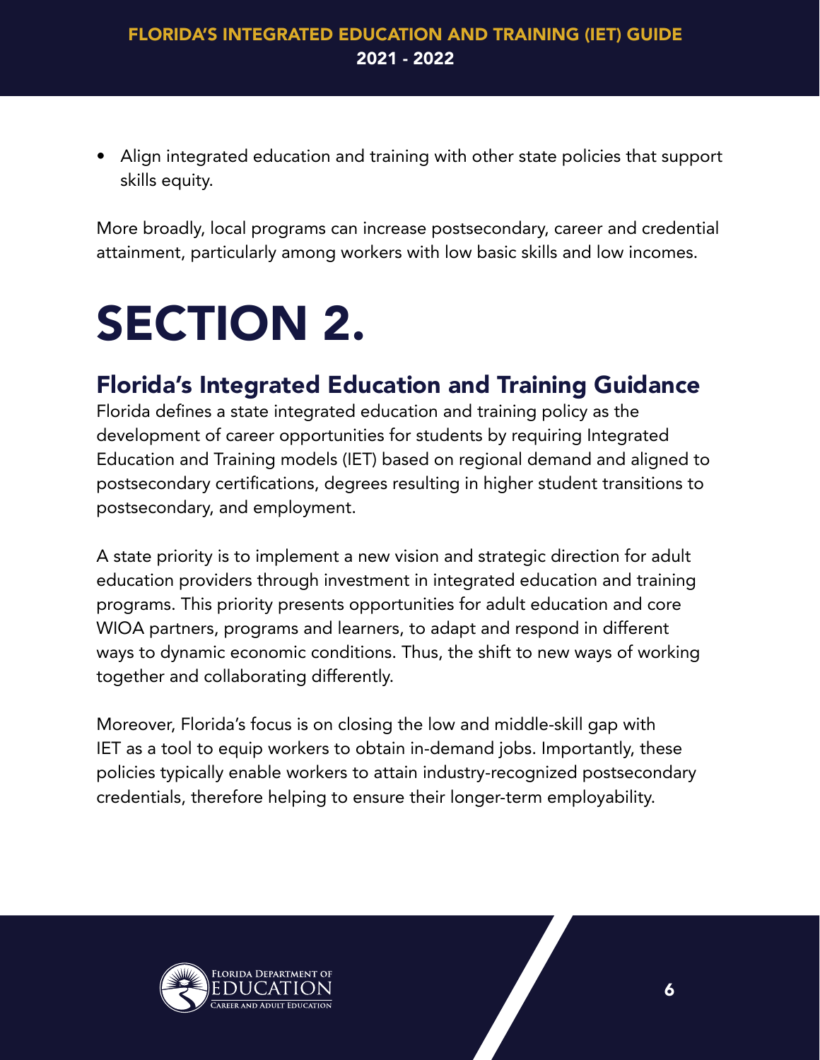- Align integrated education and training with other state policies that support skills equity.

More broadly, local programs can increase postsecondary, career and credential attainment, particularly among workers with low basic skills and low incomes.

# SECTION 2.

## Florida's Integrated Education and Training Guidance

Florida defines a state integrated education and training policy as the development of career opportunities for students by requiring Integrated Education and Training models (IET) based on regional demand and aligned to postsecondary certifications, degrees resulting in higher student transitions to postsecondary, and employment.

A state priority is to implement a new vision and strategic direction for adult education providers through investment in integrated education and training programs. This priority presents opportunities for adult education and core WIOA partners, programs and learners, to adapt and respond in different ways to dynamic economic conditions. Thus, the shift to new ways of working together and collaborating differently.

Moreover, Florida's focus is on closing the low and middle-skill gap with IET as a tool to equip workers to obtain in-demand jobs. Importantly, these policies typically enable workers to attain industry-recognized postsecondary credentials, therefore helping to ensure their longer-term employability.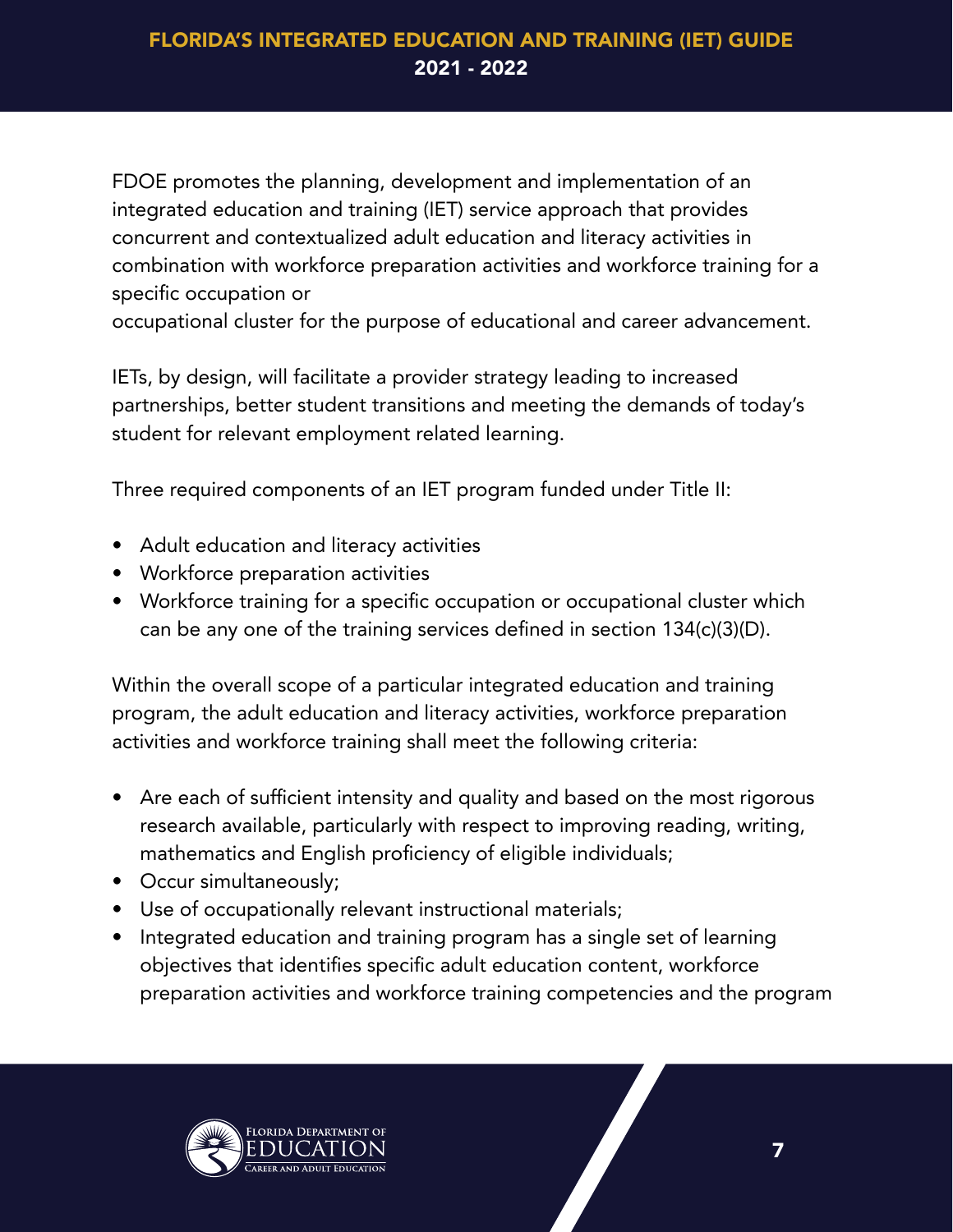FDOE promotes the planning, development and implementation of an integrated education and training (IET) service approach that provides concurrent and contextualized adult education and literacy activities in combination with workforce preparation activities and workforce training for a specific occupation or occupational cluster for the purpose of educational and career advancement.

IETs, by design, will facilitate a provider strategy leading to increased partnerships, better student transitions and meeting the demands of today's student for relevant employment related learning.

Three required components of an IET program funded under Title II:

- Adult education and literacy activities
- Workforce preparation activities
- Workforce training for a specific occupation or occupational cluster which can be any one of the training services defined in section 134(c)(3)(D).

Within the overall scope of a particular integrated education and training program, the adult education and literacy activities, workforce preparation activities and workforce training shall meet the following criteria:

- Are each of sufficient intensity and quality and based on the most rigorous research available, particularly with respect to improving reading, writing, mathematics and English proficiency of eligible individuals;
- Occur simultaneously;
- Use of occupationally relevant instructional materials;
- Integrated education and training program has a single set of learning objectives that identifies specific adult education content, workforce preparation activities and workforce training competencies and the program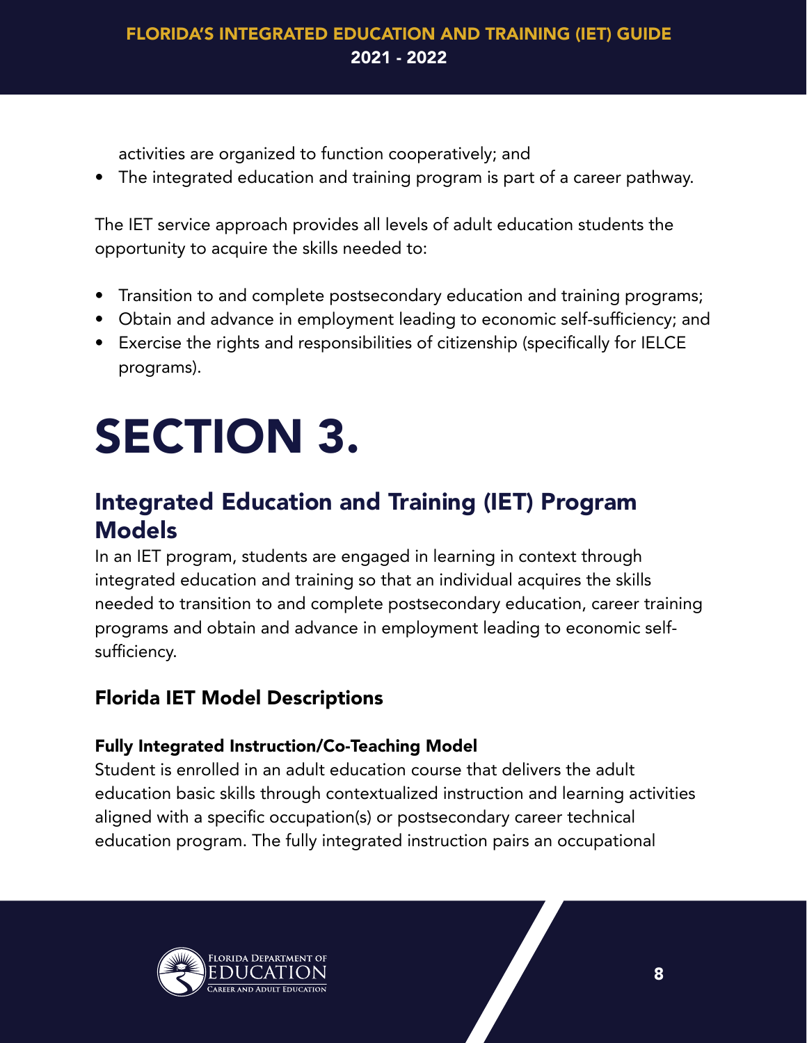activities are organized to function cooperatively; and

- The integrated education and training program is part of a career pathway.

The IET service approach provides all levels of adult education students the opportunity to acquire the skills needed to:

- Transition to and complete postsecondary education and training programs;
- Obtain and advance in employment leading to economic self-sufficiency; and
- Exercise the rights and responsibilities of citizenship (specifically for IELCE programs).

# SECTION 3.

## Integrated Education and Training (IET) Program Models

In an IET program, students are engaged in learning in context through integrated education and training so that an individual acquires the skills needed to transition to and complete postsecondary education, career training programs and obtain and advance in employment leading to economic self-sufficiency.

### Florida IET Model Descriptions

#### Fully Integrated Instruction/Co-Teaching Model

Student is enrolled in an adult education course that delivers the adult education basic skills through contextualized instruction and learning activities aligned with a specific occupation(s) or postsecondary career technical education program. The fully integrated instruction pairs an occupational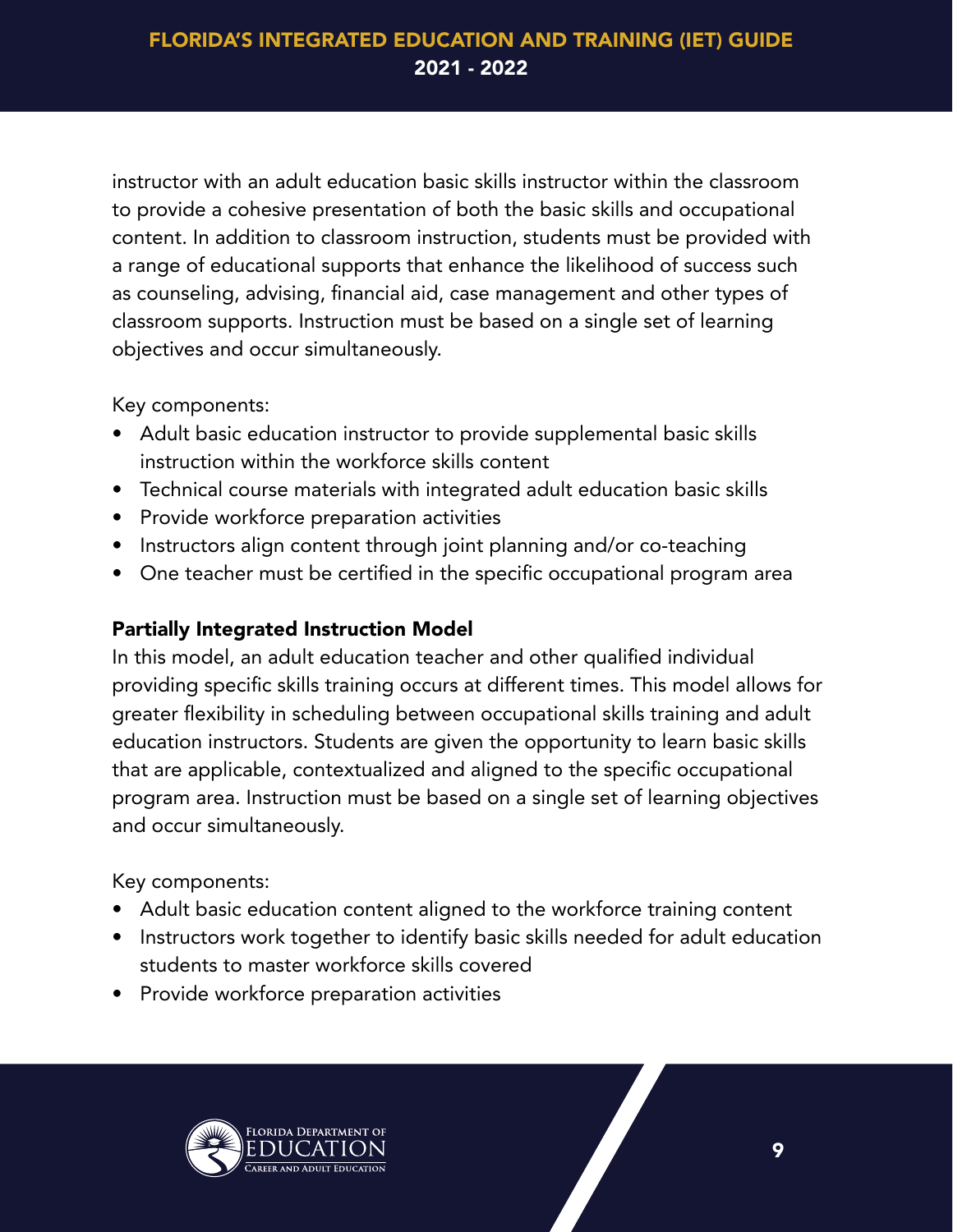instructor with an adult education basic skills instructor within the classroom to provide a cohesive presentation of both the basic skills and occupational content. In addition to classroom instruction, students must be provided with a range of educational supports that enhance the likelihood of success such as counseling, advising, financial aid, case management and other types of classroom supports. Instruction must be based on a single set of learning objectives and occur simultaneously.

Key components:

- Adult basic education instructor to provide supplemental basic skills instruction within the workforce skills content
- Technical course materials with integrated adult education basic skills
- Provide workforce preparation activities
- Instructors align content through joint planning and/or co-teaching
- One teacher must be certified in the specific occupational program area

### Partially Integrated Instruction Model

In this model, an adult education teacher and other qualified individual providing specific skills training occurs at different times. This model allows for greater flexibility in scheduling between occupational skills training and adult education instructors. Students are given the opportunity to learn basic skills that are applicable, contextualized and aligned to the specific occupational program area. Instruction must be based on a single set of learning objectives and occur simultaneously.

Key components:

- Adult basic education content aligned to the workforce training content
- Instructors work together to identify basic skills needed for adult education students to master workforce skills covered
- Provide workforce preparation activities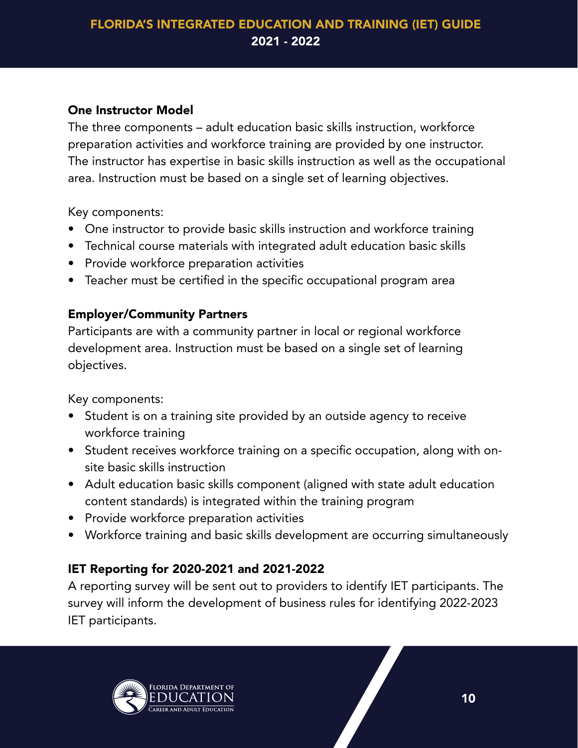### One Instructor Model

The three components – adult education basic skills instruction, workforce preparation activities and workforce training are provided by one instructor. The instructor has expertise in basic skills instruction as well as the occupational area. Instruction must be based on a single set of learning objectives.

Key components:

- One instructor to provide basic skills instruction and workforce training
- Technical course materials with integrated adult education basic skills
- Provide workforce preparation activities
- Teacher must be certified in the specific occupational program area

### Employer/Community Partners

Participants are with a community partner in local or regional workforce development area. Instruction must be based on a single set of learning objectives.

Key components:

- Student is on a training site provided by an outside agency to receive workforce training
- Student receives workforce training on a specific occupation, along with on-site basic skills instruction
- Adult education basic skills component (aligned with state adult education content standards) is integrated within the training program
- Provide workforce preparation activities
- Workforce training and basic skills development are occurring simultaneously

### IET Reporting for 2020-2021 and 2021-2022

A reporting survey will be sent out to providers to identify IET participants. The survey will inform the development of business rules for identifying 2022-2023 IET participants.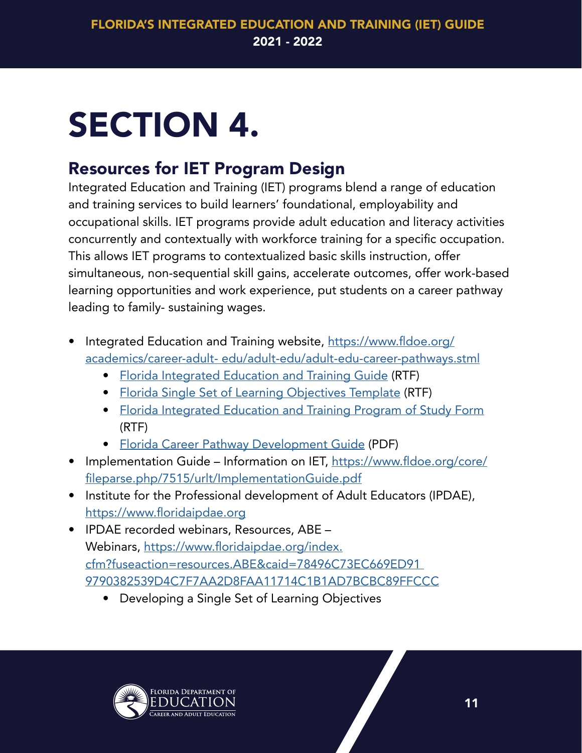# SECTION 4.

## Resources for IET Program Design

Integrated Education and Training (IET) programs blend a range of education and training services to build learners' foundational, employability and occupational skills. IET programs provide adult education and literacy activities concurrently and contextually with workforce training for a specific occupation. This allows IET programs to contextualized basic skills instruction, offer simultaneous, non-sequential skill gains, accelerate outcomes, offer work-based learning opportunities and work experience, put students on a career pathway leading to family- sustaining wages.

- Integrated Education and Training website, https://www.fldoe.org/academics/career-adult- edu/adult-edu/adult-edu-career-pathways.stml
  - Florida Integrated Education and Training Guide (RTF)
  - Florida Single Set of Learning Objectives Template (RTF)
  - Florida Integrated Education and Training Program of Study Form (RTF)
  - Florida Career Pathway Development Guide (PDF)
- Implementation Guide – Information on IET, https://www.fldoe.org/core/fileparse.php/7515/urlt/ImplementationGuide.pdf
- Institute for the Professional development of Adult Educators (IPDAE), https://www.floridaipdae.org
- IPDAE recorded webinars, Resources, ABE – Webinars, https://www.floridaipdae.org/index.cfm?fuseaction=resources.ABE&caid=78496C73EC669ED91 9790382539D4C7F7AA2D8FAA11714C1B1AD7BCBC89FFCCC
  - Developing a Single Set of Learning Objectives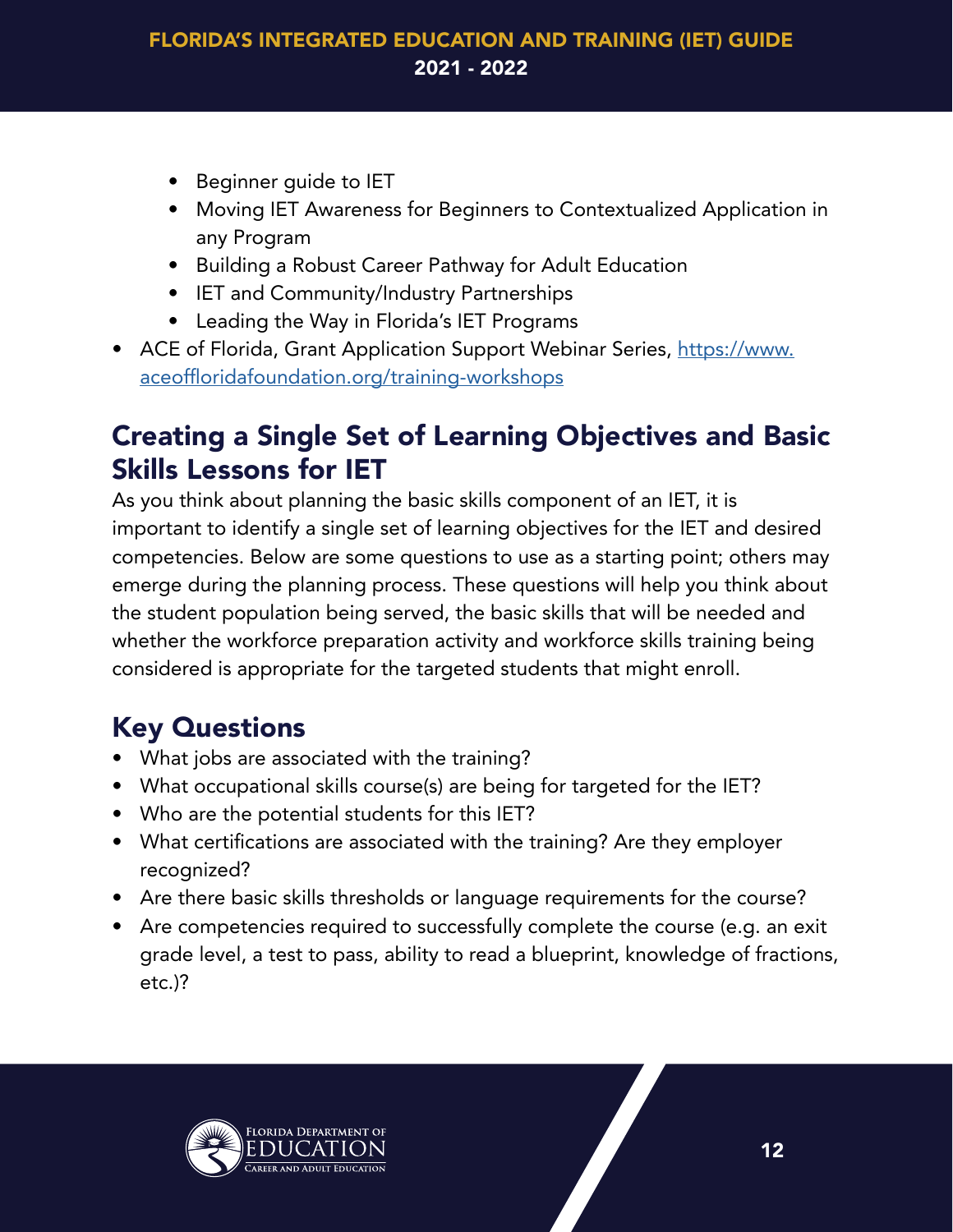- Beginner guide to IET
  - Moving IET Awareness for Beginners to Contextualized Application in any Program
  - Building a Robust Career Pathway for Adult Education
  - IET and Community/Industry Partnerships
  - Leading the Way in Florida's IET Programs
- ACE of Florida, Grant Application Support Webinar Series, [https://www.aceoffloridafoundation.org/training-workshops](https://www.aceoffloridafoundation.org/training-workshops)

## Creating a Single Set of Learning Objectives and Basic Skills Lessons for IET

As you think about planning the basic skills component of an IET, it is important to identify a single set of learning objectives for the IET and desired competencies. Below are some questions to use as a starting point; others may emerge during the planning process. These questions will help you think about the student population being served, the basic skills that will be needed and whether the workforce preparation activity and workforce skills training being considered is appropriate for the targeted students that might enroll.

## Key Questions

- What jobs are associated with the training?
- What occupational skills course(s) are being for targeted for the IET?
- Who are the potential students for this IET?
- What certifications are associated with the training? Are they employer recognized?
- Are there basic skills thresholds or language requirements for the course?
- Are competencies required to successfully complete the course (e.g. an exit grade level, a test to pass, ability to read a blueprint, knowledge of fractions, etc.)?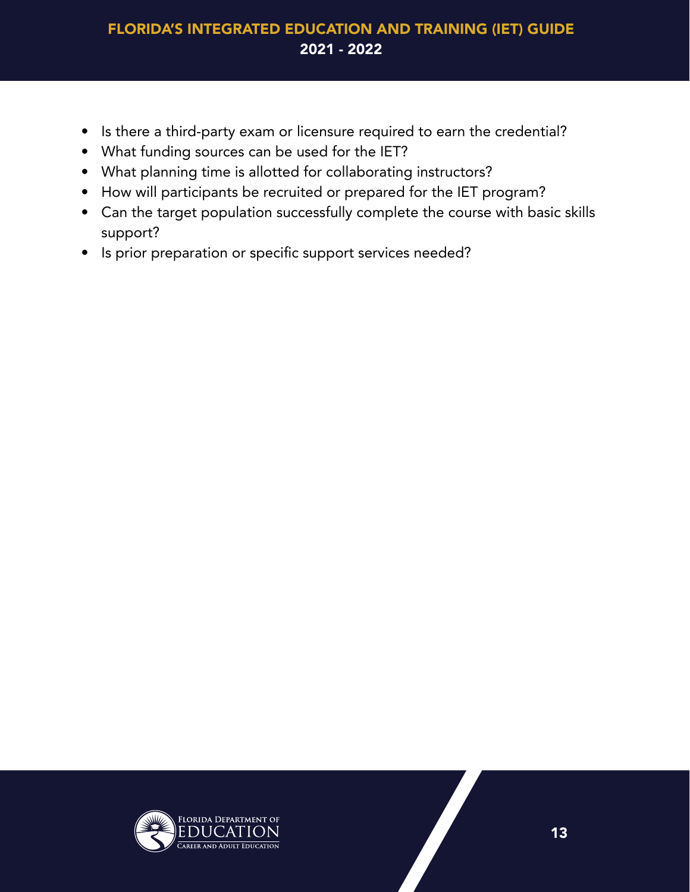- Is there a third-party exam or licensure required to earn the credential?
- What funding sources can be used for the IET?
- What planning time is allotted for collaborating instructors?
- How will participants be recruited or prepared for the IET program?
- Can the target population successfully complete the course with basic skills support?
- Is prior preparation or specific support services needed?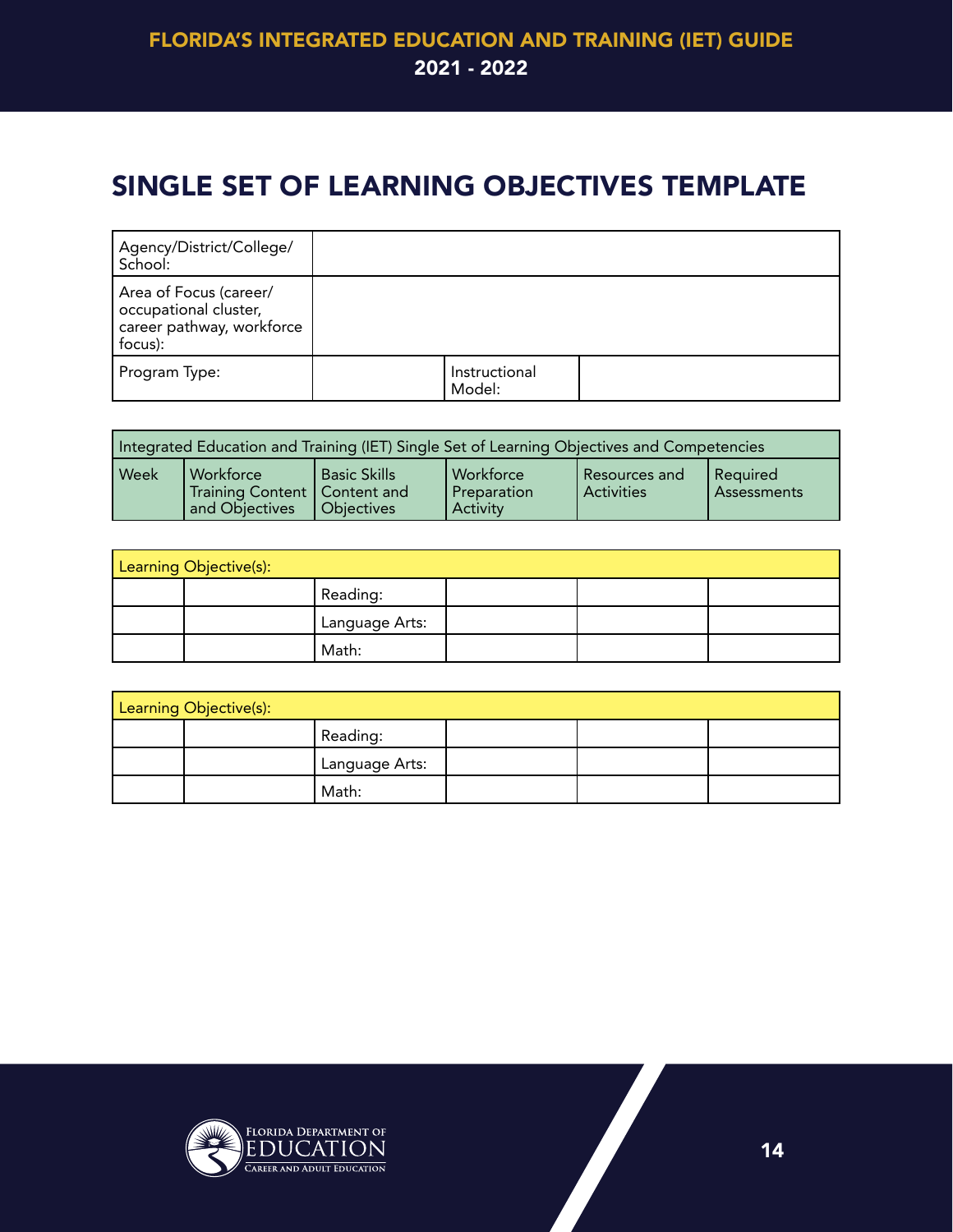## SINGLE SET OF LEARNING OBJECTIVES TEMPLATE

| Agency/District/College/ School: | | | |
|---|---|---|---|
| Area of Focus (career/ occupational cluster, career pathway, workforce focus): | | | |
| Program Type: | | Instructional Model: | |

| Integrated Education and Training (IET) Single Set of Learning Objectives and Competencies | | | | | |
|---|---|---|---|---|---|
| Week | Workforce Training Content and Objectives | Basic Skills Content and Objectives | Workforce Preparation Activity | Resources and Activities | Required Assessments |

| Learning Objective(s): | | | | | |
|---|---|---|---|---|---|
| | | Reading: | | | |
| | | Language Arts: | | | |
| | | Math: | | | |

| Learning Objective(s): | | | | | |
|---|---|---|---|---|---|
| | | Reading: | | | |
| | | Language Arts: | | | |
| | | Math: | | | |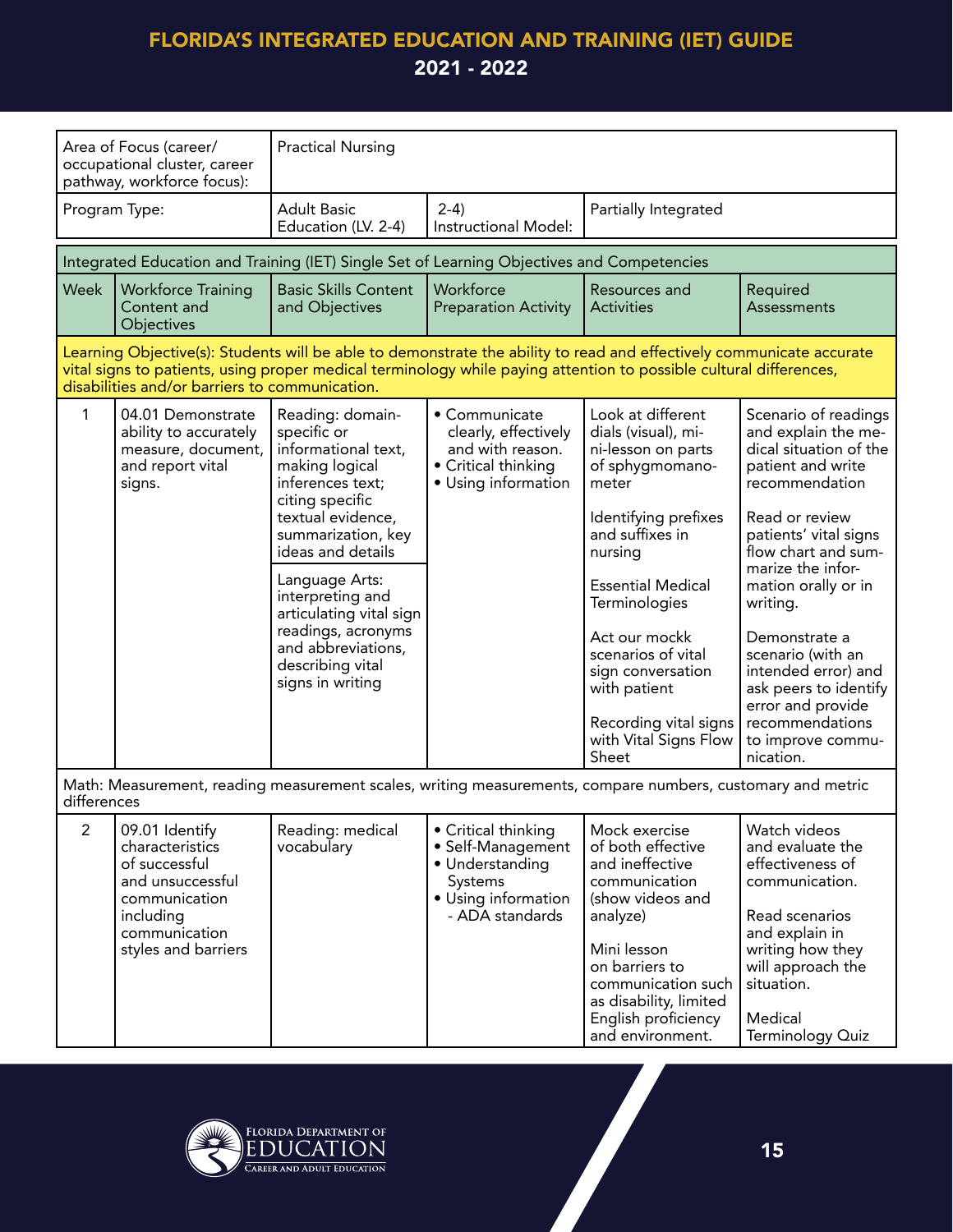| Area of Focus (career/ occupational cluster, career pathway, workforce focus): | Practical Nursing | | |
|---|---|---|---|
| Program Type: | Adult Basic Education (LV. 2-4) | 2-4) Instructional Model: | Partially Integrated |

| Integrated Education and Training (IET) Single Set of Learning Objectives and Competencies | | | | | |
|---|---|---|---|---|---|
| Week | Workforce Training Content and Objectives | Basic Skills Content and Objectives | Workforce Preparation Activity | Resources and Activities | Required Assessments |
| Learning Objective(s): Students will be able to demonstrate the ability to read and effectively communicate accurate vital signs to patients, using proper medical terminology while paying attention to possible cultural differences, disabilities and/or barriers to communication. | | | | | |
| 1 | 04.01 Demonstrate ability to accurately measure, document, and report vital signs. | Reading: domain-specific or informational text, making logical inferences text; citing specific textual evidence, summarization, key ideas and details<br><br>Language Arts: interpreting and articulating vital sign readings, acronyms and abbreviations, describing vital signs in writing | • Communicate clearly, effectively and with reason.<br>• Critical thinking<br>• Using information | Look at different dials (visual), mini-lesson on parts of sphygmomanometer<br><br>Identifying prefixes and suffixes in nursing<br><br>Essential Medical Terminologies<br><br>Act our mockk scenarios of vital sign conversation with patient<br><br>Recording vital signs with Vital Signs Flow Sheet | Scenario of readings and explain the medical situation of the patient and write recommendation<br><br>Read or review patients' vital signs flow chart and summarize the information orally or in writing.<br><br>Demonstrate a scenario (with an intended error) and ask peers to identify error and provide recommendations to improve communication. |
| Math: Measurement, reading measurement scales, writing measurements, compare numbers, customary and metric differences | | | | | |
| 2 | 09.01 Identify characteristics of successful and unsuccessful communication including communication styles and barriers | Reading: medical vocabulary | • Critical thinking<br>• Self-Management<br>• Understanding Systems<br>• Using information - ADA standards | Mock exercise of both effective and ineffective communication (show videos and analyze)<br><br>Mini lesson on barriers to communication such as disability, limited English proficiency and environment. | Watch videos and evaluate the effectiveness of communication.<br><br>Read scenarios and explain in writing how they will approach the situation.<br><br>Medical Terminology Quiz |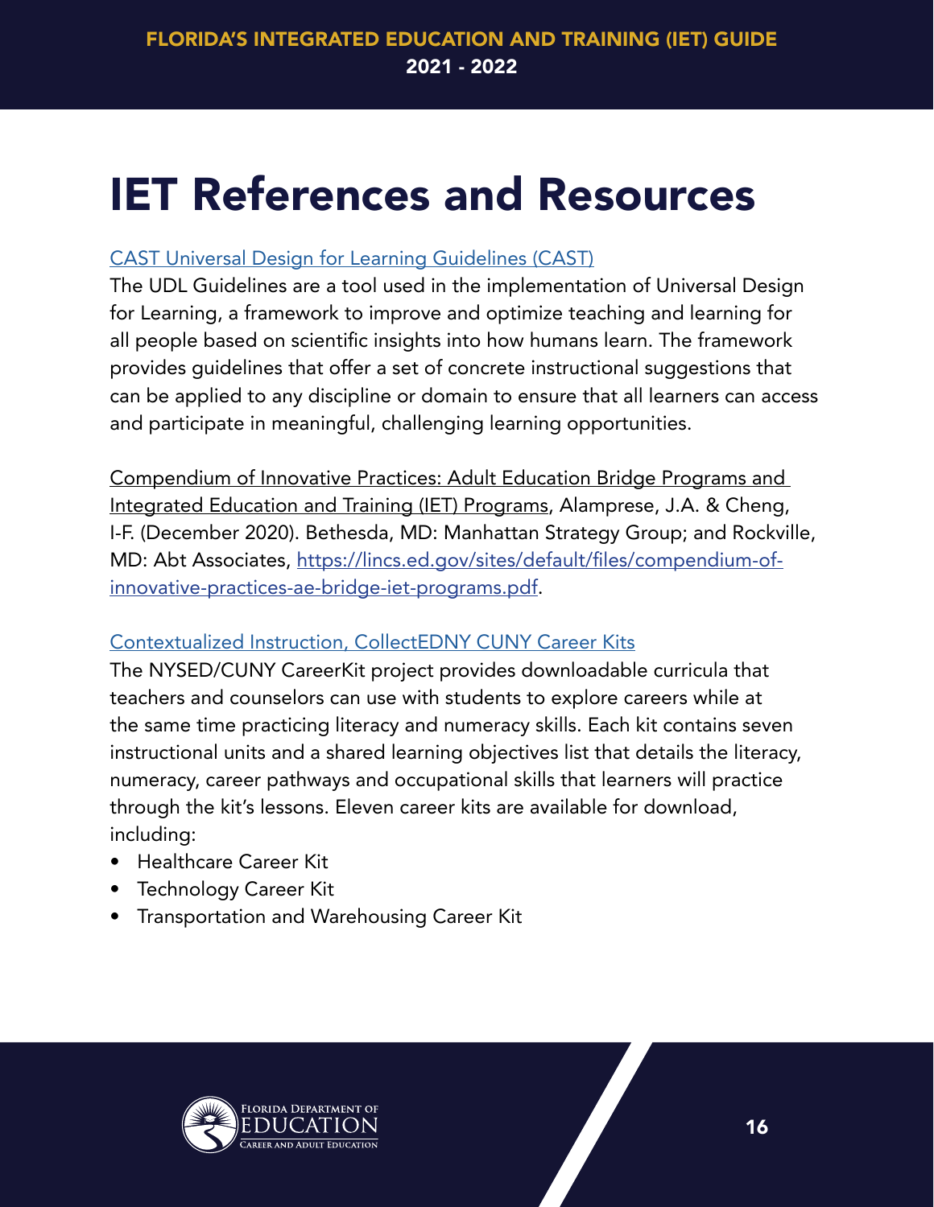# IET References and Resources

[CAST Universal Design for Learning Guidelines (CAST)]

The UDL Guidelines are a tool used in the implementation of Universal Design for Learning, a framework to improve and optimize teaching and learning for all people based on scientific insights into how humans learn. The framework provides guidelines that offer a set of concrete instructional suggestions that can be applied to any discipline or domain to ensure that all learners can access and participate in meaningful, challenging learning opportunities.

Compendium of Innovative Practices: Adult Education Bridge Programs and Integrated Education and Training (IET) Programs, Alamprese, J.A. & Cheng, I-F. (December 2020). Bethesda, MD: Manhattan Strategy Group; and Rockville, MD: Abt Associates, https://lincs.ed.gov/sites/default/files/compendium-of-innovative-practices-ae-bridge-iet-programs.pdf.

[Contextualized Instruction, CollectEDNY CUNY Career Kits]

The NYSED/CUNY CareerKit project provides downloadable curricula that teachers and counselors can use with students to explore careers while at the same time practicing literacy and numeracy skills. Each kit contains seven instructional units and a shared learning objectives list that details the literacy, numeracy, career pathways and occupational skills that learners will practice through the kit's lessons. Eleven career kits are available for download, including:

- Healthcare Career Kit
- Technology Career Kit
- Transportation and Warehousing Career Kit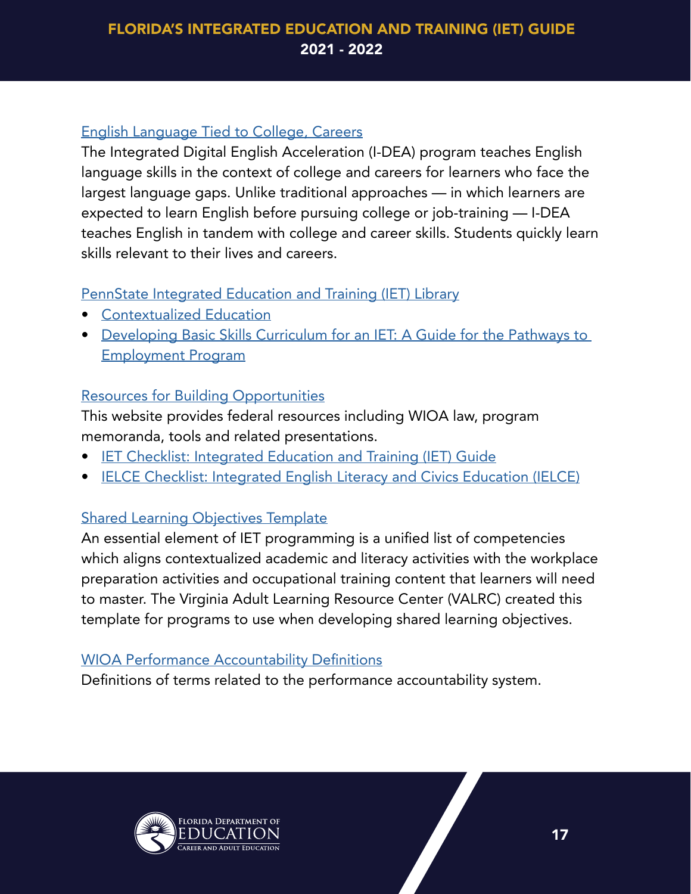English Language Tied to College, Careers

The Integrated Digital English Acceleration (I-DEA) program teaches English language skills in the context of college and careers for learners who face the largest language gaps. Unlike traditional approaches — in which learners are expected to learn English before pursuing college or job-training — I-DEA teaches English in tandem with college and career skills. Students quickly learn skills relevant to their lives and careers.

PennState Integrated Education and Training (IET) Library

- Contextualized Education
- Developing Basic Skills Curriculum for an IET: A Guide for the Pathways to Employment Program

Resources for Building Opportunities

This website provides federal resources including WIOA law, program memoranda, tools and related presentations.

- IET Checklist: Integrated Education and Training (IET) Guide
- IELCE Checklist: Integrated English Literacy and Civics Education (IELCE)

Shared Learning Objectives Template

An essential element of IET programming is a unified list of competencies which aligns contextualized academic and literacy activities with the workplace preparation activities and occupational training content that learners will need to master. The Virginia Adult Learning Resource Center (VALRC) created this template for programs to use when developing shared learning objectives.

WIOA Performance Accountability Definitions

Definitions of terms related to the performance accountability system.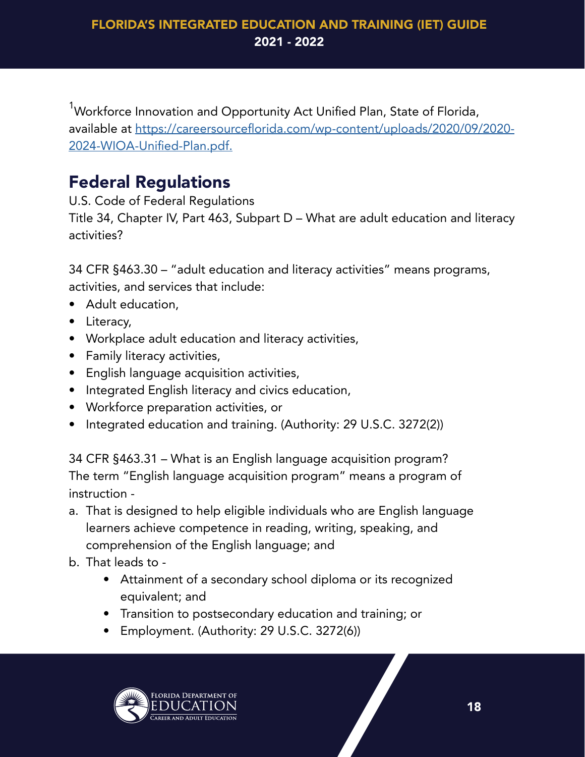[1]Workforce Innovation and Opportunity Act Unified Plan, State of Florida, available at [https://careersourceflorida.com/wp-content/uploads/2020/09/2020-2024-WIOA-Unified-Plan.pdf.](https://careersourceflorida.com/wp-content/uploads/2020/09/2020-2024-WIOA-Unified-Plan.pdf)

## Federal Regulations

U.S. Code of Federal Regulations
Title 34, Chapter IV, Part 463, Subpart D – What are adult education and literacy activities?

34 CFR §463.30 – "adult education and literacy activities" means programs, activities, and services that include:

- Adult education,
- Literacy,
- Workplace adult education and literacy activities,
- Family literacy activities,
- English language acquisition activities,
- Integrated English literacy and civics education,
- Workforce preparation activities, or
- Integrated education and training. (Authority: 29 U.S.C. 3272(2))

34 CFR §463.31 – What is an English language acquisition program?
The term "English language acquisition program" means a program of instruction -

a. That is designed to help eligible individuals who are English language learners achieve competence in reading, writing, speaking, and comprehension of the English language; and
b. That leads to -
    - Attainment of a secondary school diploma or its recognized equivalent; and
    - Transition to postsecondary education and training; or
    - Employment. (Authority: 29 U.S.C. 3272(6))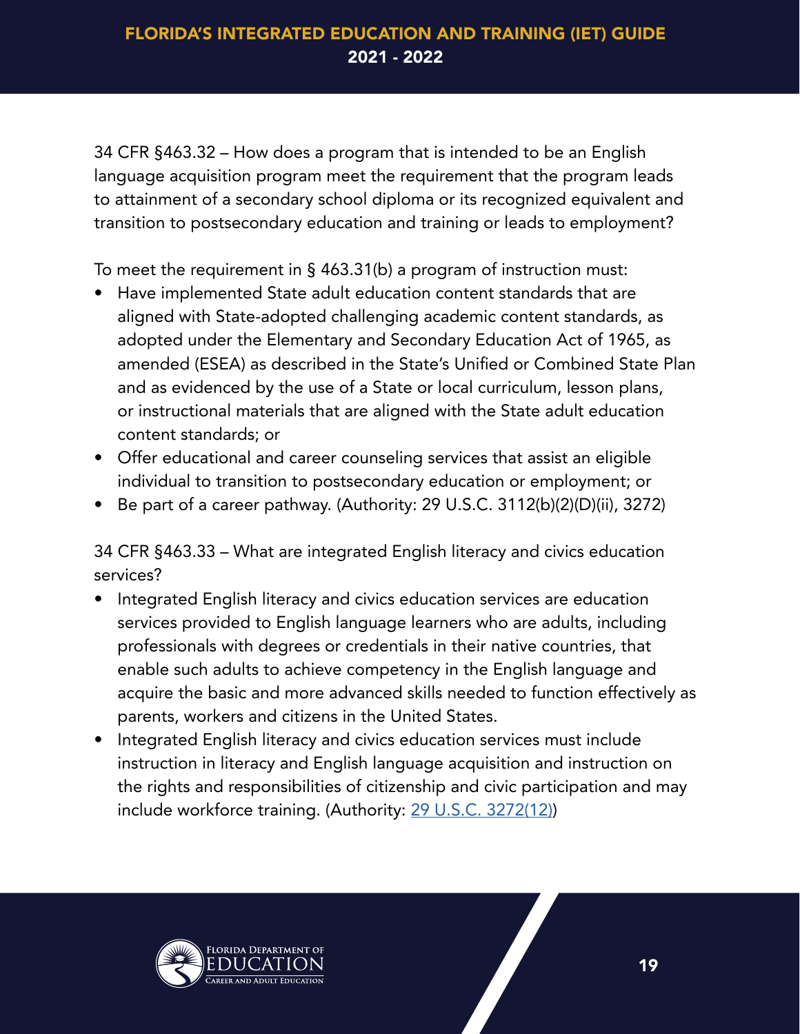34 CFR §463.32 – How does a program that is intended to be an English language acquisition program meet the requirement that the program leads to attainment of a secondary school diploma or its recognized equivalent and transition to postsecondary education and training or leads to employment?

To meet the requirement in § 463.31(b) a program of instruction must:

- Have implemented State adult education content standards that are aligned with State-adopted challenging academic content standards, as adopted under the Elementary and Secondary Education Act of 1965, as amended (ESEA) as described in the State's Unified or Combined State Plan and as evidenced by the use of a State or local curriculum, lesson plans, or instructional materials that are aligned with the State adult education content standards; or
- Offer educational and career counseling services that assist an eligible individual to transition to postsecondary education or employment; or
- Be part of a career pathway. (Authority: 29 U.S.C. 3112(b)(2)(D)(ii), 3272)

34 CFR §463.33 – What are integrated English literacy and civics education services?

- Integrated English literacy and civics education services are education services provided to English language learners who are adults, including professionals with degrees or credentials in their native countries, that enable such adults to achieve competency in the English language and acquire the basic and more advanced skills needed to function effectively as parents, workers and citizens in the United States.
- Integrated English literacy and civics education services must include instruction in literacy and English language acquisition and instruction on the rights and responsibilities of citizenship and civic participation and may include workforce training. (Authority: 29 U.S.C. 3272(12))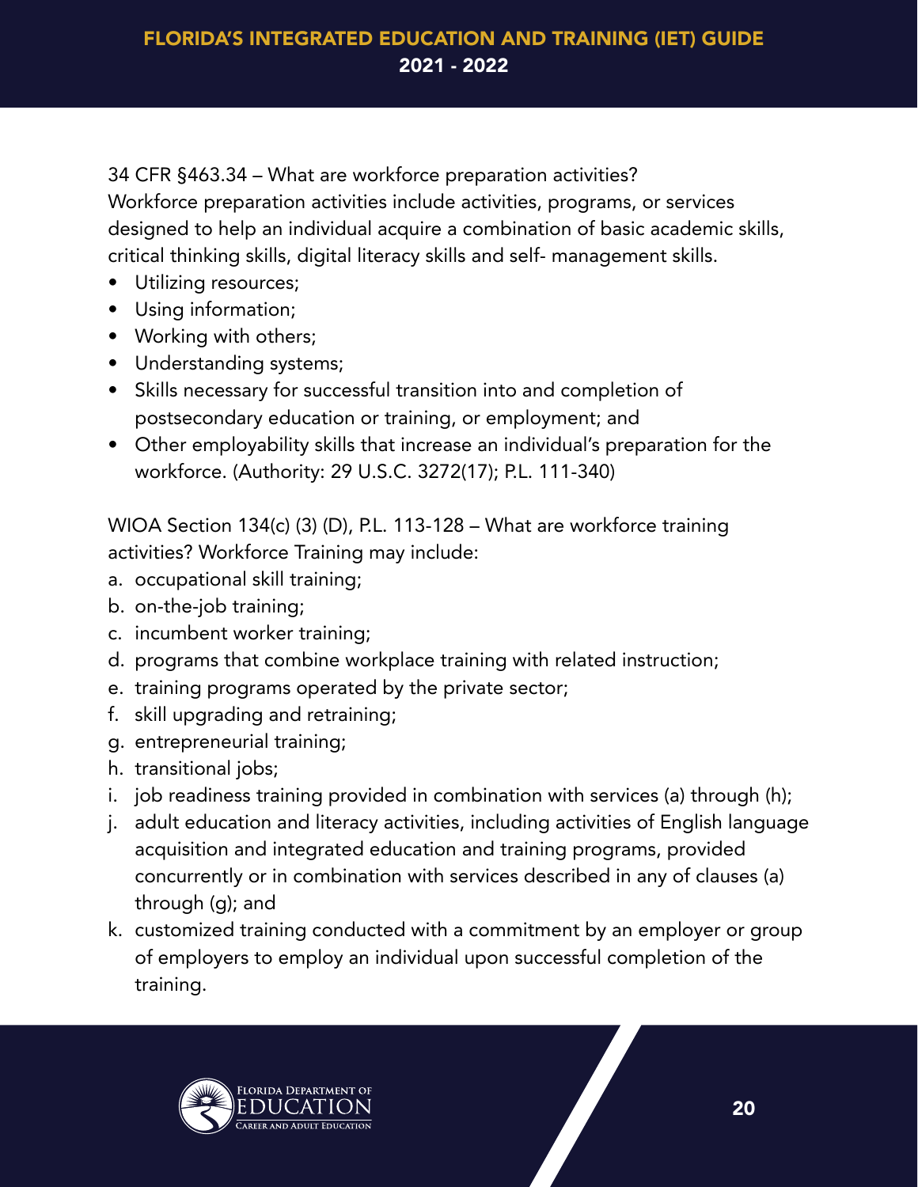34 CFR §463.34 – What are workforce preparation activities?
Workforce preparation activities include activities, programs, or services designed to help an individual acquire a combination of basic academic skills, critical thinking skills, digital literacy skills and self- management skills.

- Utilizing resources;
- Using information;
- Working with others;
- Understanding systems;
- Skills necessary for successful transition into and completion of postsecondary education or training, or employment; and
- Other employability skills that increase an individual's preparation for the workforce. (Authority: 29 U.S.C. 3272(17); P.L. 111-340)

WIOA Section 134(c) (3) (D), P.L. 113-128 – What are workforce training activities? Workforce Training may include:

a. occupational skill training;
b. on-the-job training;
c. incumbent worker training;
d. programs that combine workplace training with related instruction;
e. training programs operated by the private sector;
f. skill upgrading and retraining;
g. entrepreneurial training;
h. transitional jobs;
i. job readiness training provided in combination with services (a) through (h);
j. adult education and literacy activities, including activities of English language acquisition and integrated education and training programs, provided concurrently or in combination with services described in any of clauses (a) through (g); and
k. customized training conducted with a commitment by an employer or group of employers to employ an individual upon successful completion of the training.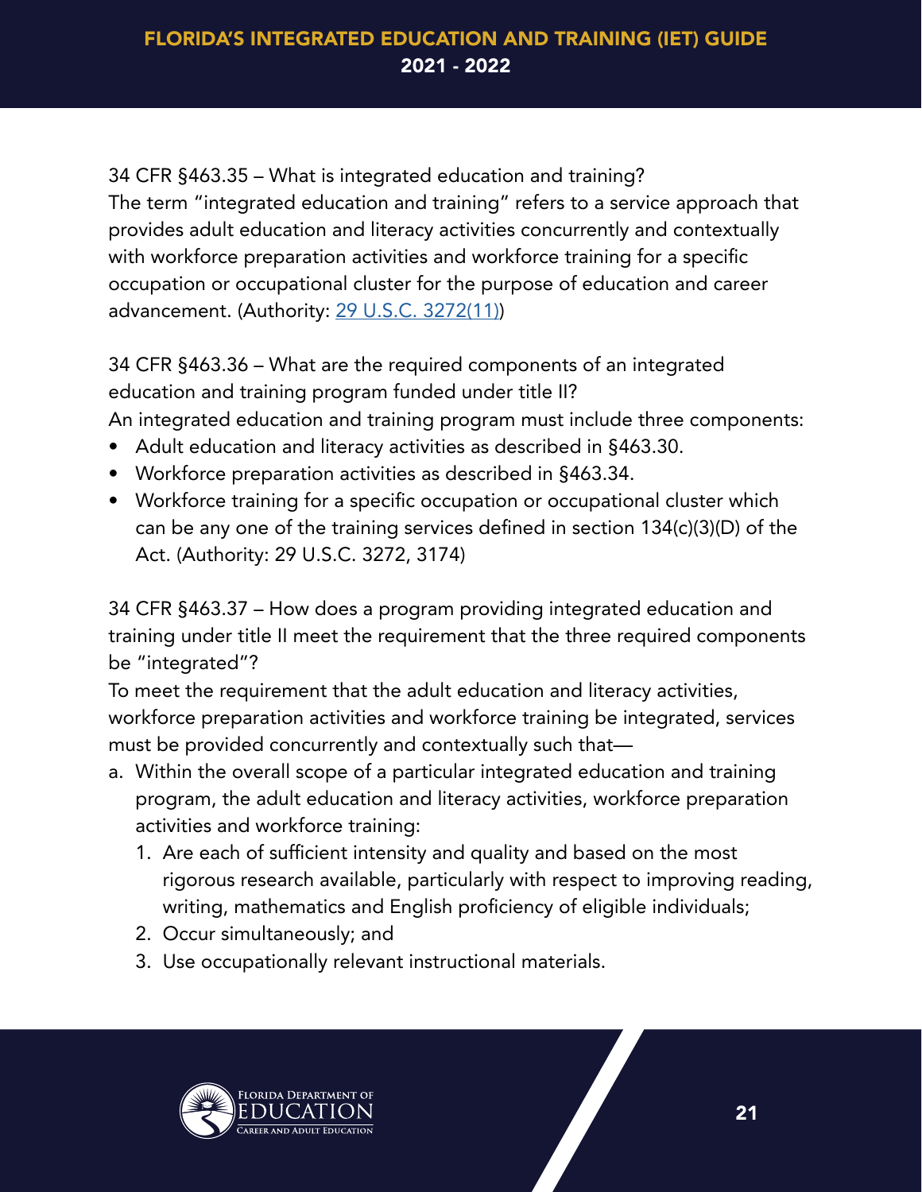34 CFR §463.35 – What is integrated education and training?
The term "integrated education and training" refers to a service approach that provides adult education and literacy activities concurrently and contextually with workforce preparation activities and workforce training for a specific occupation or occupational cluster for the purpose of education and career advancement. (Authority: [29 U.S.C. 3272(11)](29 U.S.C. 3272(11)))

34 CFR §463.36 – What are the required components of an integrated education and training program funded under title II?
An integrated education and training program must include three components:

- Adult education and literacy activities as described in §463.30.
- Workforce preparation activities as described in §463.34.
- Workforce training for a specific occupation or occupational cluster which can be any one of the training services defined in section 134(c)(3)(D) of the Act. (Authority: 29 U.S.C. 3272, 3174)

34 CFR §463.37 – How does a program providing integrated education and training under title II meet the requirement that the three required components be "integrated"?
To meet the requirement that the adult education and literacy activities, workforce preparation activities and workforce training be integrated, services must be provided concurrently and contextually such that—

a. Within the overall scope of a particular integrated education and training program, the adult education and literacy activities, workforce preparation activities and workforce training:
    1. Are each of sufficient intensity and quality and based on the most rigorous research available, particularly with respect to improving reading, writing, mathematics and English proficiency of eligible individuals;
    2. Occur simultaneously; and
    3. Use occupationally relevant instructional materials.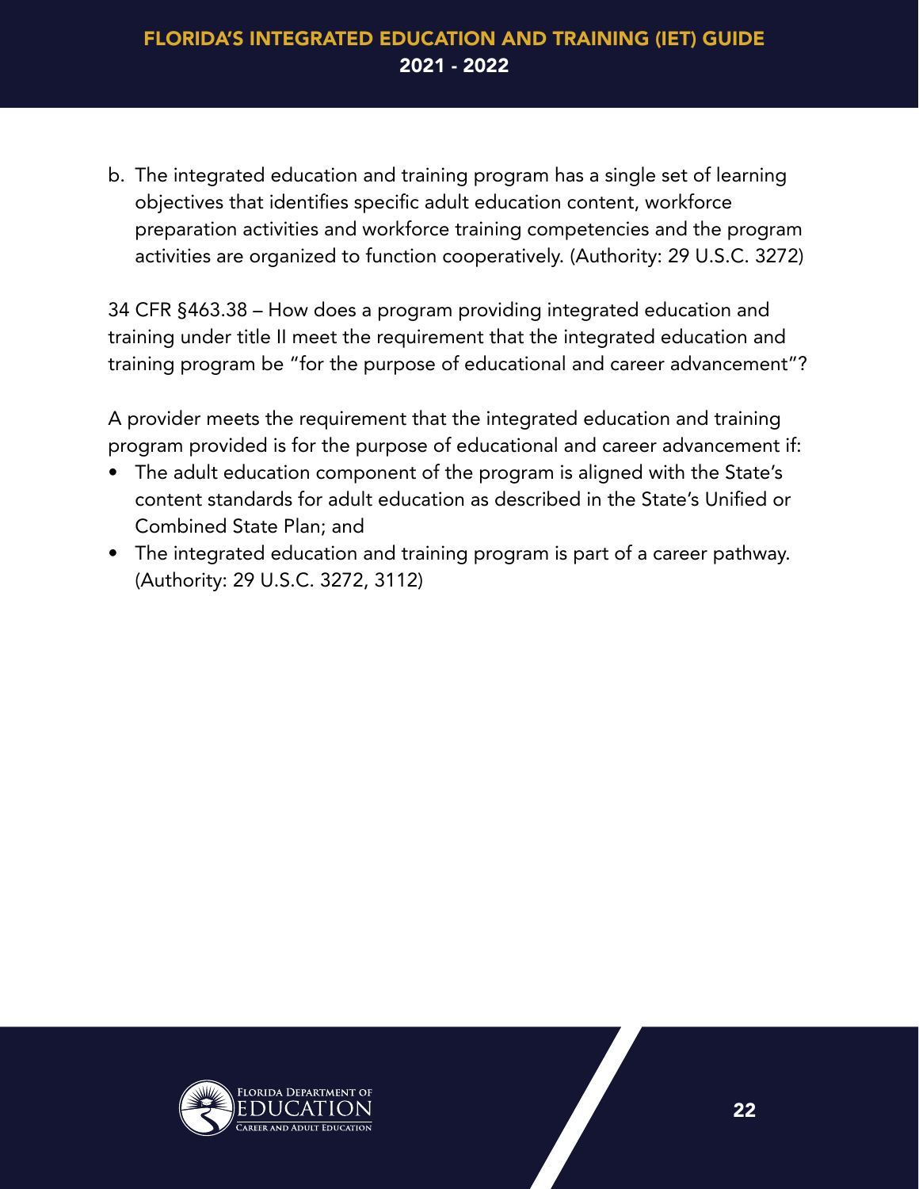b. The integrated education and training program has a single set of learning objectives that identifies specific adult education content, workforce preparation activities and workforce training competencies and the program activities are organized to function cooperatively. (Authority: 29 U.S.C. 3272)

34 CFR §463.38 – How does a program providing integrated education and training under title II meet the requirement that the integrated education and training program be "for the purpose of educational and career advancement"?

A provider meets the requirement that the integrated education and training program provided is for the purpose of educational and career advancement if:

- The adult education component of the program is aligned with the State's content standards for adult education as described in the State's Unified or Combined State Plan; and
- The integrated education and training program is part of a career pathway. (Authority: 29 U.S.C. 3272, 3112)